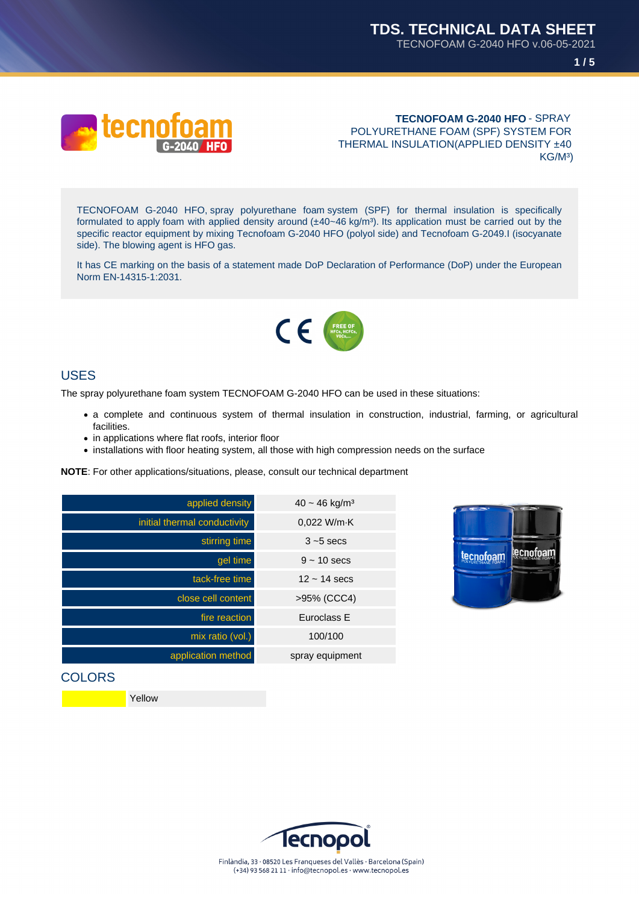**TECNOFOAM G-2040 HFO** - SPRAY POLYURETHANE FOAM (SPF) SYSTEM FOR THERMAL INSULATION(APPLIED DENSITY ±40 KG/M³)

TECNOFOAM G-2040 HFO, spray polyurethane foam system (SPF) for thermal insulation is specifically formulated to apply foam with applied density around (±40~46 kg/m³). Its application must be carried out by the specific reactor equipment by mixing Tecnofoam G-2040 HFO (polyol side) and Tecnofoam G-2049.I (isocyanate side). The blowing agent is HFO gas.

It has CE marking on the basis of a statement made DoP Declaration of Performance (DoP) under the European Norm EN-14315-1:2031.

## USES

The spray polyurethane foam system TECNOFOAM G-2040 HFO can be used in these situations:

- a complete and continuous system of thermal insulation in construction, industrial, farming, or agricultural facilities.
- in applications where flat roofs, interior floor
- installations with floor heating system, all those with high compression needs on the surface

**NOTE**: For other applications/situations, please, consult our technical department

| | |
|---|---|
| applied density | 40 ~ 46 kg/m³ |
| initial thermal conductivity | 0,022 W/m·K |
| stirring time | 3 ~5 secs |
| gel time | 9 ~ 10 secs |
| tack-free time | 12 ~ 14 secs |
| close cell content | >95% (CCC4) |
| fire reaction | Euroclass E |
| mix ratio (vol.) | 100/100 |
| application method | spray equipment |

## COLORS

| | |
|---|---|
| | Yellow |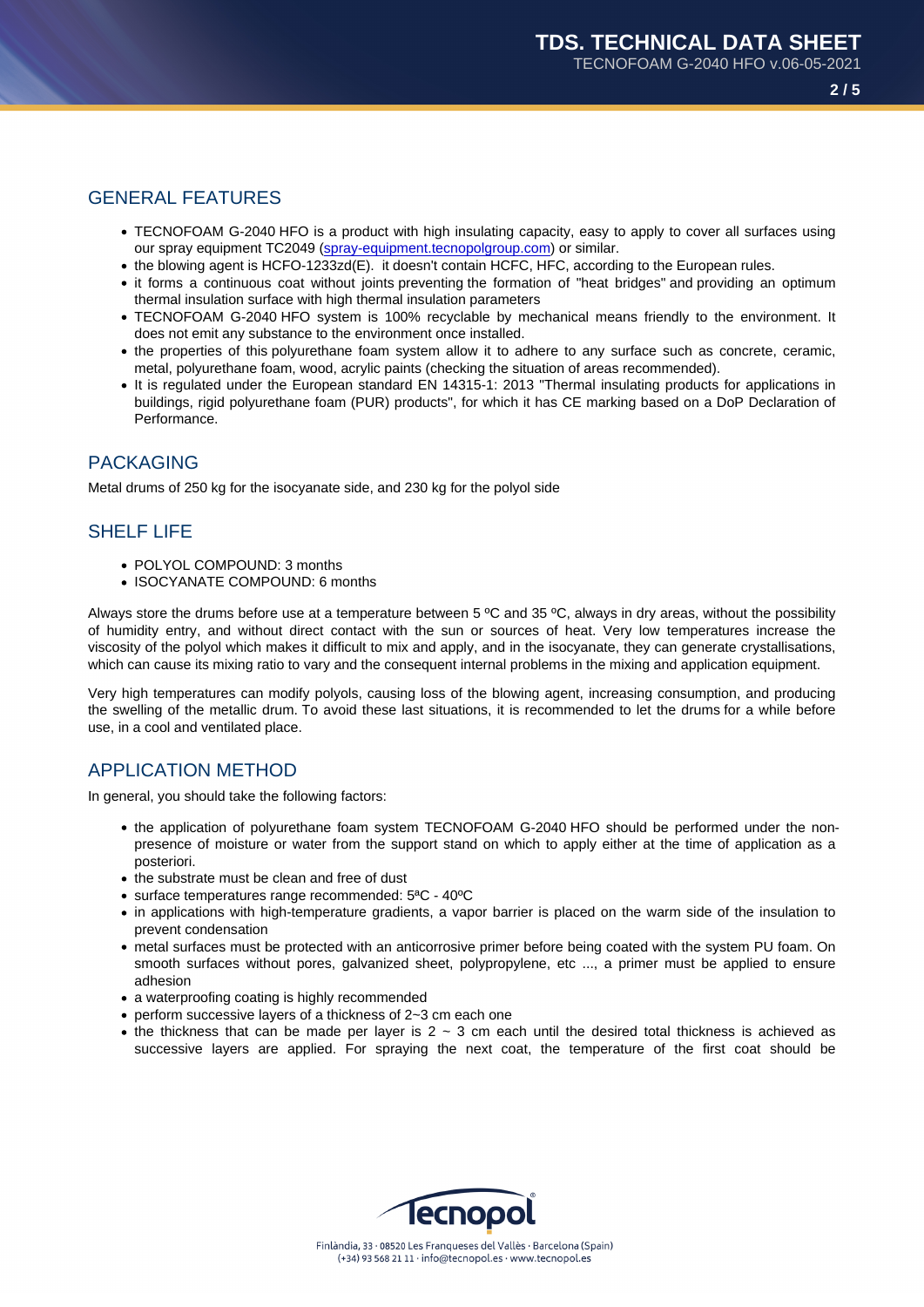## GENERAL FEATURES

- TECNOFOAM G-2040 HFO is a product with high insulating capacity, easy to apply to cover all surfaces using our spray equipment TC2049 (spray-equipment.tecnopolgroup.com) or similar.
- the blowing agent is HCFO-1233zd(E). it doesn't contain HCFC, HFC, according to the European rules.
- it forms a continuous coat without joints preventing the formation of "heat bridges" and providing an optimum thermal insulation surface with high thermal insulation parameters
- TECNOFOAM G-2040 HFO system is 100% recyclable by mechanical means friendly to the environment. It does not emit any substance to the environment once installed.
- the properties of this polyurethane foam system allow it to adhere to any surface such as concrete, ceramic, metal, polyurethane foam, wood, acrylic paints (checking the situation of areas recommended).
- It is regulated under the European standard EN 14315-1: 2013 "Thermal insulating products for applications in buildings, rigid polyurethane foam (PUR) products", for which it has CE marking based on a DoP Declaration of Performance.

## PACKAGING

Metal drums of 250 kg for the isocyanate side, and 230 kg for the polyol side

## SHELF LIFE

- POLYOL COMPOUND: 3 months
- ISOCYANATE COMPOUND: 6 months

Always store the drums before use at a temperature between 5 ºC and 35 ºC, always in dry areas, without the possibility of humidity entry, and without direct contact with the sun or sources of heat. Very low temperatures increase the viscosity of the polyol which makes it difficult to mix and apply, and in the isocyanate, they can generate crystallisations, which can cause its mixing ratio to vary and the consequent internal problems in the mixing and application equipment.

Very high temperatures can modify polyols, causing loss of the blowing agent, increasing consumption, and producing the swelling of the metallic drum. To avoid these last situations, it is recommended to let the drums for a while before use, in a cool and ventilated place.

## APPLICATION METHOD

In general, you should take the following factors:

- the application of polyurethane foam system TECNOFOAM G-2040 HFO should be performed under the non-presence of moisture or water from the support stand on which to apply either at the time of application as a posteriori.
- the substrate must be clean and free of dust
- surface temperatures range recommended: 5ªC - 40ºC
- in applications with high-temperature gradients, a vapor barrier is placed on the warm side of the insulation to prevent condensation
- metal surfaces must be protected with an anticorrosive primer before being coated with the system PU foam. On smooth surfaces without pores, galvanized sheet, polypropylene, etc ..., a primer must be applied to ensure adhesion
- a waterproofing coating is highly recommended
- perform successive layers of a thickness of 2~3 cm each one
- the thickness that can be made per layer is 2 ~ 3 cm each until the desired total thickness is achieved as successive layers are applied. For spraying the next coat, the temperature of the first coat should be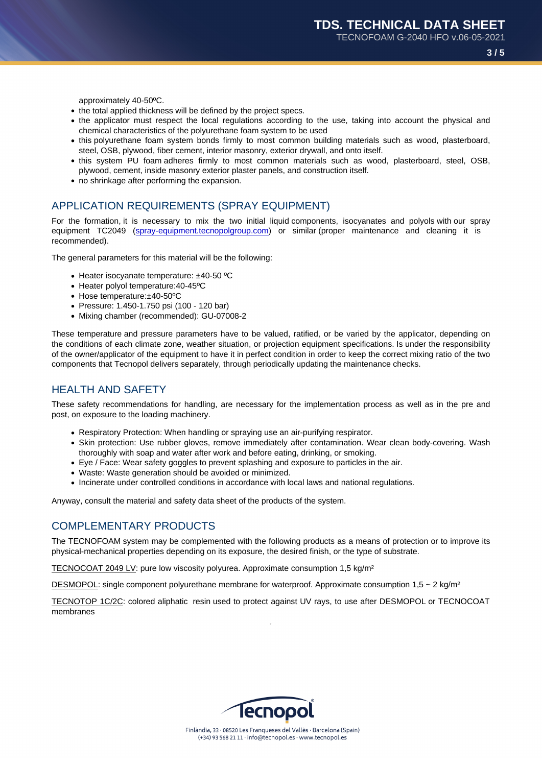approximately 40-50ºC.

- the total applied thickness will be defined by the project specs.
- the applicator must respect the local regulations according to the use, taking into account the physical and chemical characteristics of the polyurethane foam system to be used
- this polyurethane foam system bonds firmly to most common building materials such as wood, plasterboard, steel, OSB, plywood, fiber cement, interior masonry, exterior drywall, and onto itself.
- this system PU foam adheres firmly to most common materials such as wood, plasterboard, steel, OSB, plywood, cement, inside masonry exterior plaster panels, and construction itself.
- no shrinkage after performing the expansion.

## APPLICATION REQUIREMENTS (SPRAY EQUIPMENT)

For the formation, it is necessary to mix the two initial liquid components, isocyanates and polyols with our spray equipment TC2049 (spray-equipment.tecnopolgroup.com) or similar (proper maintenance and cleaning it is recommended).

The general parameters for this material will be the following:

- Heater isocyanate temperature: ±40-50 ºC
- Heater polyol temperature:40-45ºC
- Hose temperature:±40-50ºC
- Pressure: 1.450-1.750 psi (100 - 120 bar)
- Mixing chamber (recommended): GU-07008-2

These temperature and pressure parameters have to be valued, ratified, or be varied by the applicator, depending on the conditions of each climate zone, weather situation, or projection equipment specifications. Is under the responsibility of the owner/applicator of the equipment to have it in perfect condition in order to keep the correct mixing ratio of the two components that Tecnopol delivers separately, through periodically updating the maintenance checks.

## HEALTH AND SAFETY

These safety recommendations for handling, are necessary for the implementation process as well as in the pre and post, on exposure to the loading machinery.

- Respiratory Protection: When handling or spraying use an air-purifying respirator.
- Skin protection: Use rubber gloves, remove immediately after contamination. Wear clean body-covering. Wash thoroughly with soap and water after work and before eating, drinking, or smoking.
- Eye / Face: Wear safety goggles to prevent splashing and exposure to particles in the air.
- Waste: Waste generation should be avoided or minimized.
- Incinerate under controlled conditions in accordance with local laws and national regulations.

Anyway, consult the material and safety data sheet of the products of the system.

## COMPLEMENTARY PRODUCTS

The TECNOFOAM system may be complemented with the following products as a means of protection or to improve its physical-mechanical properties depending on its exposure, the desired finish, or the type of substrate.

TECNOCOAT 2049 LV: pure low viscosity polyurea. Approximate consumption 1,5 kg/m²

DESMOPOL: single component polyurethane membrane for waterproof. Approximate consumption 1,5 ~ 2 kg/m²

TECNOTOP 1C/2C: colored aliphatic resin used to protect against UV rays, to use after DESMOPOL or TECNOCOAT membranes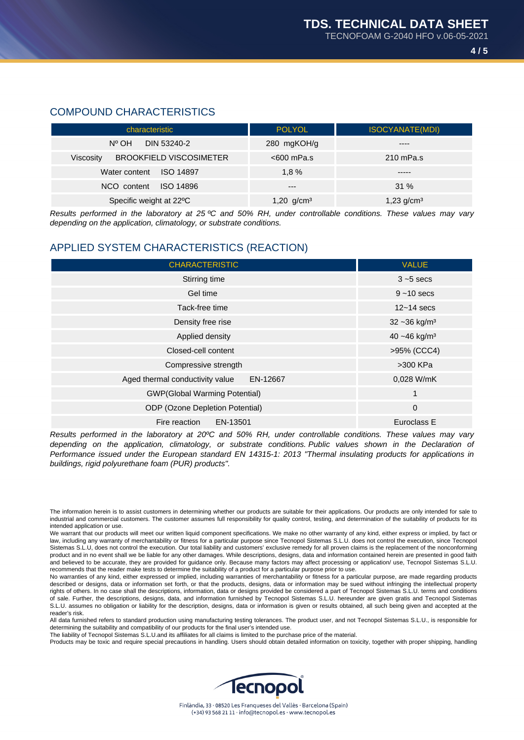## COMPOUND CHARACTERISTICS

| characteristic | POLYOL | ISOCYANATE(MDI) |
|---|---|---|
| Nº OH DIN 53240-2 | 280 mgKOH/g | ---- |
| Viscosity BROOKFIELD VISCOSIMETER | <600 mPa.s | 210 mPa.s |
| Water content ISO 14897 | 1,8 % | ----- |
| NCO content ISO 14896 | --- | 31 % |
| Specific weight at 22ºC | 1,20 g/cm³ | 1,23 g/cm³ |

*Results performed in the laboratory at 25 ºC and 50% RH, under controllable conditions. These values may vary depending on the application, climatology, or substrate conditions.*

## APPLIED SYSTEM CHARACTERISTICS (REACTION)

| CHARACTERISTIC | VALUE |
|---|---|
| Stirring time | 3 ~5 secs |
| Gel time | 9 ~10 secs |
| Tack-free time | 12~14 secs |
| Density free rise | 32 ~36 kg/m³ |
| Applied density | 40 ~46 kg/m³ |
| Closed-cell content | >95% (CCC4) |
| Compressive strength | >300 KPa |
| Aged thermal conductivity value EN-12667 | 0,028 W/mK |
| GWP(Global Warming Potential) | 1 |
| ODP (Ozone Depletion Potential) | 0 |
| Fire reaction EN-13501 | Euroclass E |

*Results performed in the laboratory at 20ºC and 50% RH, under controllable conditions. These values may vary depending on the application, climatology, or substrate conditions. Public values shown in the Declaration of Performance issued under the European standard EN 14315-1: 2013 "Thermal insulating products for applications in buildings, rigid polyurethane foam (PUR) products".*

The information herein is to assist customers in determining whether our products are suitable for their applications. Our products are only intended for sale to industrial and commercial customers. The customer assumes full responsibility for quality control, testing, and determination of the suitability of products for its intended application or use.

We warrant that our products will meet our written liquid component specifications. We make no other warranty of any kind, either express or implied, by fact or law, including any warranty of merchantability or fitness for a particular purpose since Tecnopol Sistemas S.L.U. does not control the execution, since Tecnopol Sistemas S.L.U, does not control the execution. Our total liability and customers' exclusive remedy for all proven claims is the replacement of the nonconforming product and in no event shall we be liable for any other damages. While descriptions, designs, data and information contained herein are presented in good faith and believed to be accurate, they are provided for guidance only. Because many factors may affect processing or application/ use, Tecnopol Sistemas S.L.U. recommends that the reader make tests to determine the suitability of a product for a particular purpose prior to use.

No warranties of any kind, either expressed or implied, including warranties of merchantability or fitness for a particular purpose, are made regarding products described or designs, data or information set forth, or that the products, designs, data or information may be used without infringing the intellectual property rights of others. In no case shall the descriptions, information, data or designs provided be considered a part of Tecnopol Sistemas S.L.U. terms and conditions of sale. Further, the descriptions, designs, data, and information furnished by Tecnopol Sistemas S.L.U. hereunder are given gratis and Tecnopol Sistemas S.L.U. assumes no obligation or liability for the description, designs, data or information is given or results obtained, all such being given and accepted at the reader's risk.

All data furnished refers to standard production using manufacturing testing tolerances. The product user, and not Tecnopol Sistemas S.L.U., is responsible for determining the suitability and compatibility of our products for the final user's intended use.

The liability of Tecnopol Sistemas S.L.U.and its affiliates for all claims is limited to the purchase price of the material.

Products may be toxic and require special precautions in handling. Users should obtain detailed information on toxicity, together with proper shipping, handling

Finlàndia, 33 · 08520 Les Franqueses del Vallès · Barcelona (Spain)
(+34) 93 568 21 11 · info@tecnopol.es · www.tecnopol.es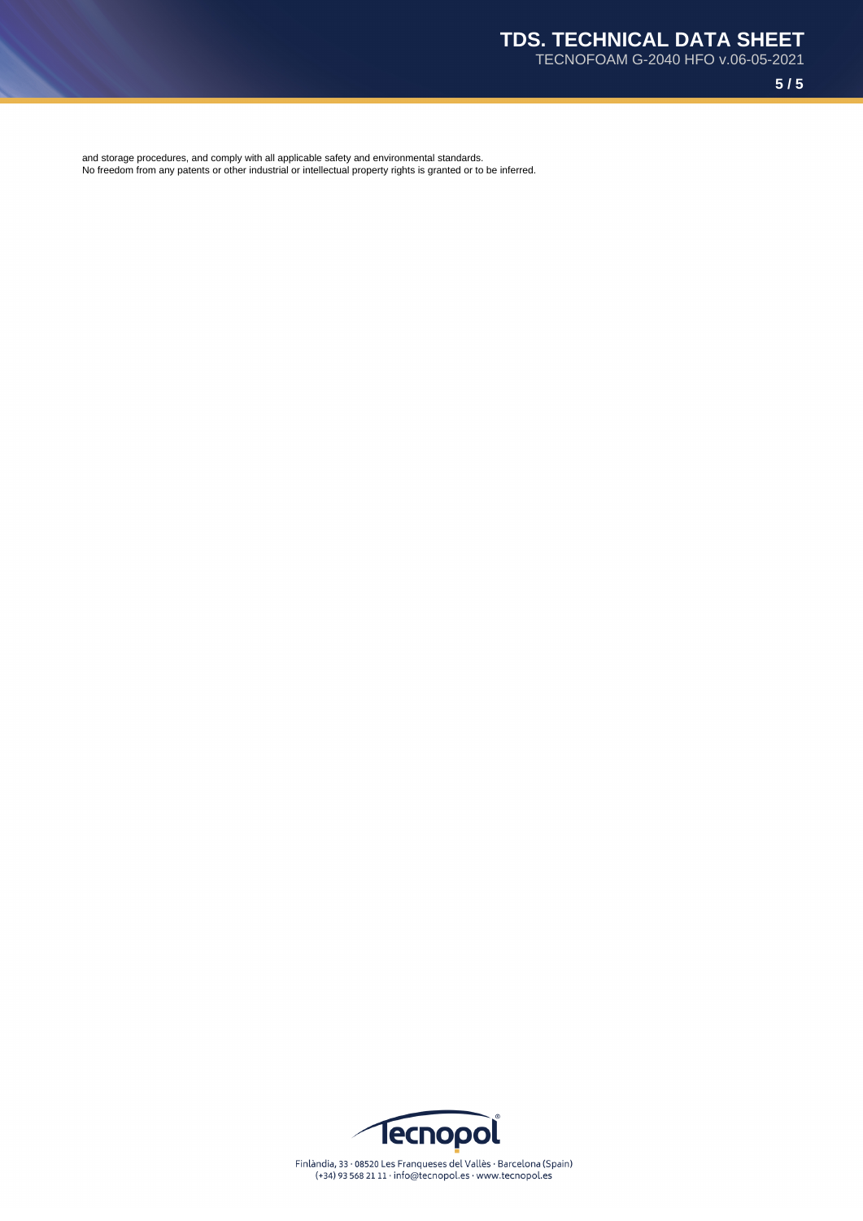and storage procedures, and comply with all applicable safety and environmental standards.
No freedom from any patents or other industrial or intellectual property rights is granted or to be inferred.